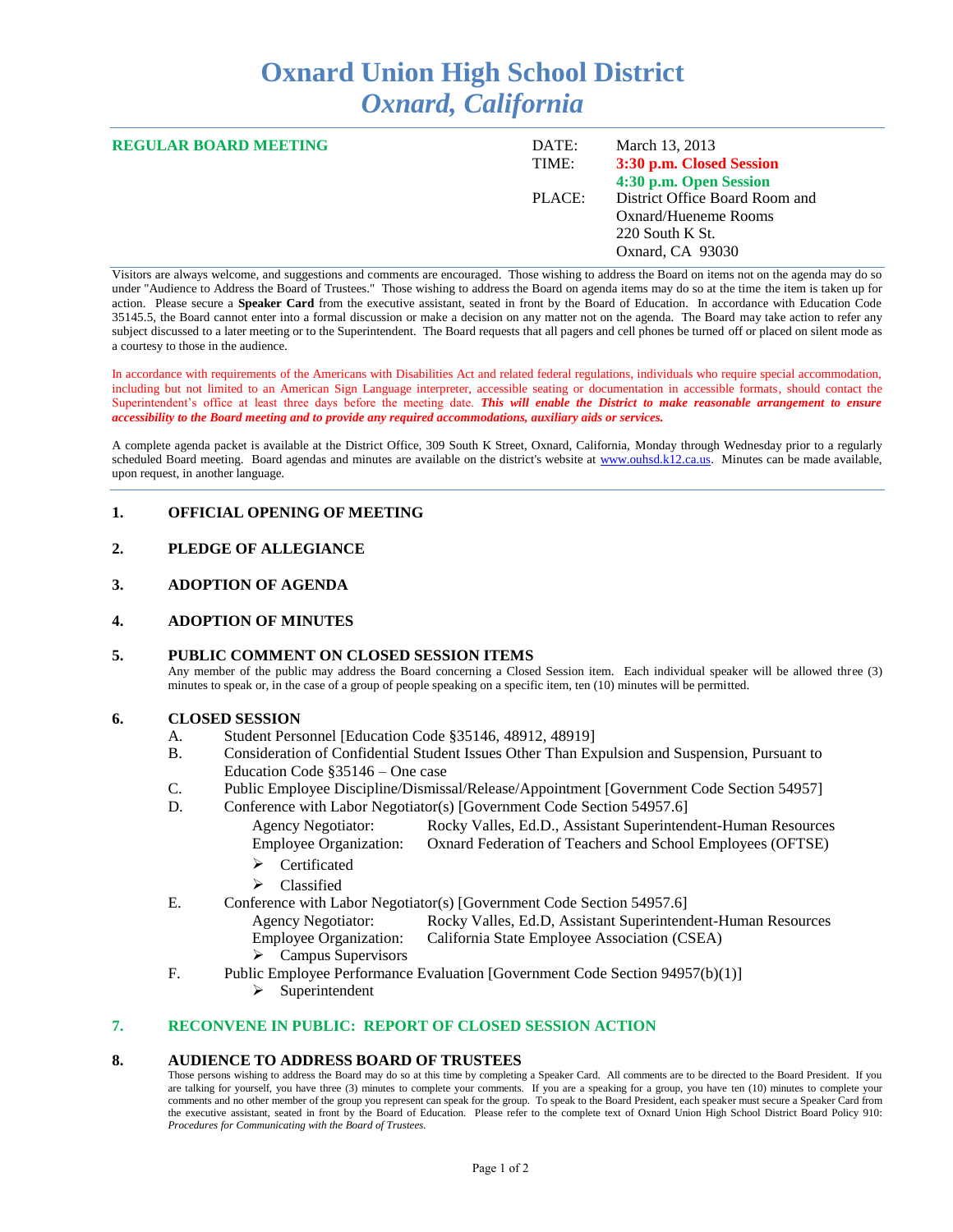# Oxnard Union High School District
## *Oxnard, California*

**REGULAR BOARD MEETING**

| | |
|---|---|
| DATE: | March 13, 2013 |
| TIME: | **3:30 p.m. Closed Session** |
| | **4:30 p.m. Open Session** |
| PLACE: | District Office Board Room and Oxnard/Hueneme Rooms 220 South K St. Oxnard, CA 93030 |

Visitors are always welcome, and suggestions and comments are encouraged. Those wishing to address the Board on items not on the agenda may do so under "Audience to Address the Board of Trustees." Those wishing to address the Board on agenda items may do so at the time the item is taken up for action. Please secure a **Speaker Card** from the executive assistant, seated in front by the Board of Education. In accordance with Education Code 35145.5, the Board cannot enter into a formal discussion or make a decision on any matter not on the agenda. The Board may take action to refer any subject discussed to a later meeting or to the Superintendent. The Board requests that all pagers and cell phones be turned off or placed on silent mode as a courtesy to those in the audience.

In accordance with requirements of the Americans with Disabilities Act and related federal regulations, individuals who require special accommodation, including but not limited to an American Sign Language interpreter, accessible seating or documentation in accessible formats, should contact the Superintendent's office at least three days before the meeting date. ***This will enable the District to make reasonable arrangement to ensure accessibility to the Board meeting and to provide any required accommodations, auxiliary aids or services.***

A complete agenda packet is available at the District Office, 309 South K Street, Oxnard, California, Monday through Wednesday prior to a regularly scheduled Board meeting. Board agendas and minutes are available on the district's website at www.ouhsd.k12.ca.us. Minutes can be made available, upon request, in another language.

### 1. OFFICIAL OPENING OF MEETING

### 2. PLEDGE OF ALLEGIANCE

### 3. ADOPTION OF AGENDA

### 4. ADOPTION OF MINUTES

### 5. PUBLIC COMMENT ON CLOSED SESSION ITEMS

Any member of the public may address the Board concerning a Closed Session item. Each individual speaker will be allowed three (3) minutes to speak or, in the case of a group of people speaking on a specific item, ten (10) minutes will be permitted.

### 6. CLOSED SESSION

A. Student Personnel [Education Code §35146, 48912, 48919]

B. Consideration of Confidential Student Issues Other Than Expulsion and Suspension, Pursuant to Education Code §35146 – One case

C. Public Employee Discipline/Dismissal/Release/Appointment [Government Code Section 54957]

D. Conference with Labor Negotiator(s) [Government Code Section 54957.6]

Agency Negotiator: Rocky Valles, Ed.D., Assistant Superintendent-Human Resources
Employee Organization: Oxnard Federation of Teachers and School Employees (OFTSE)

- Certificated
- Classified

E. Conference with Labor Negotiator(s) [Government Code Section 54957.6]

Agency Negotiator: Rocky Valles, Ed.D, Assistant Superintendent-Human Resources
Employee Organization: California State Employee Association (CSEA)

- Campus Supervisors

F. Public Employee Performance Evaluation [Government Code Section 94957(b)(1)]

- Superintendent

### 7. RECONVENE IN PUBLIC: REPORT OF CLOSED SESSION ACTION

### 8. AUDIENCE TO ADDRESS BOARD OF TRUSTEES

Those persons wishing to address the Board may do so at this time by completing a Speaker Card. All comments are to be directed to the Board President. If you are talking for yourself, you have three (3) minutes to complete your comments. If you are a speaking for a group, you have ten (10) minutes to complete your comments and no other member of the group you represent can speak for the group. To speak to the Board President, each speaker must secure a Speaker Card from the executive assistant, seated in front by the Board of Education. Please refer to the complete text of Oxnard Union High School District Board Policy 910: *Procedures for Communicating with the Board of Trustees.*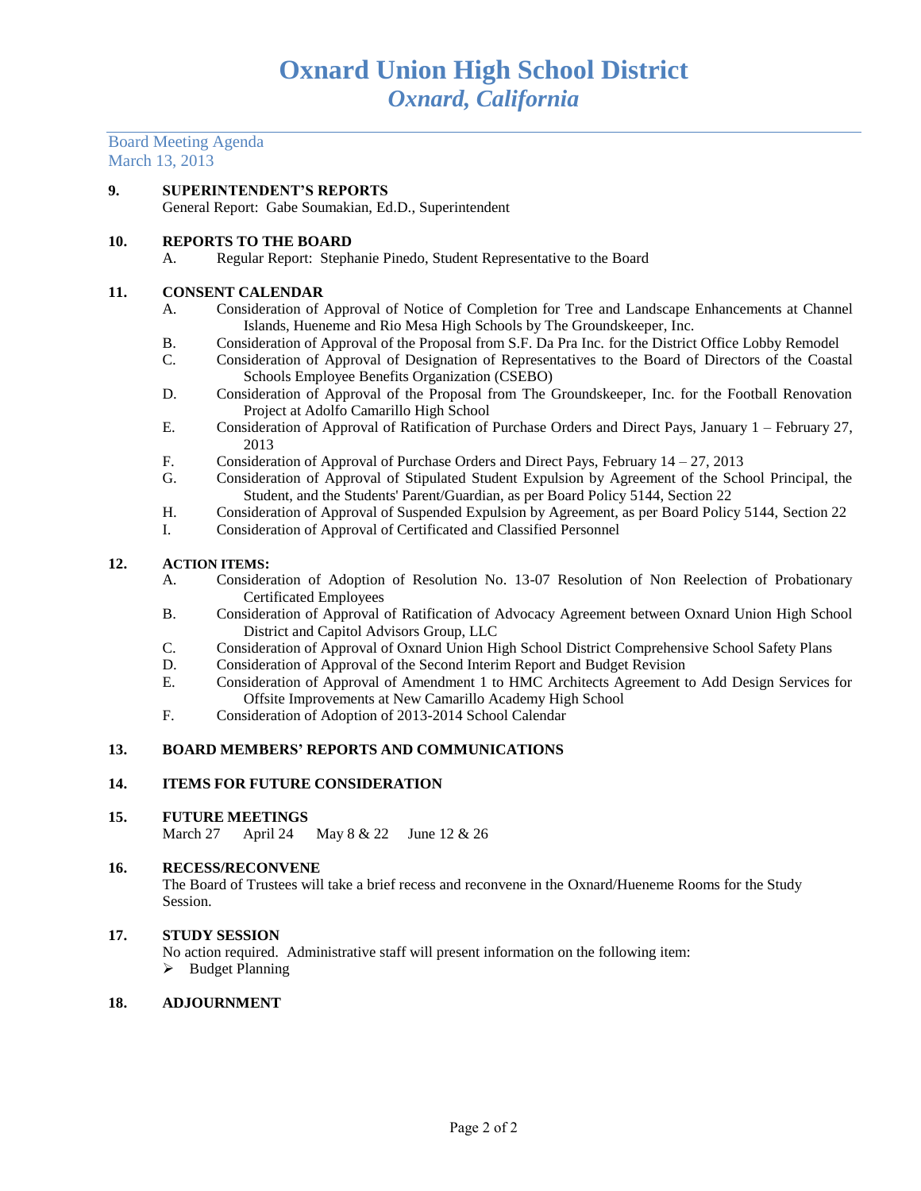# Oxnard Union High School District
## *Oxnard, California*

Board Meeting Agenda
March 13, 2013

**9. SUPERINTENDENT'S REPORTS**

General Report: Gabe Soumakian, Ed.D., Superintendent

**10. REPORTS TO THE BOARD**

A. Regular Report: Stephanie Pinedo, Student Representative to the Board

**11. CONSENT CALENDAR**

A. Consideration of Approval of Notice of Completion for Tree and Landscape Enhancements at Channel Islands, Hueneme and Rio Mesa High Schools by The Groundskeeper, Inc.
B. Consideration of Approval of the Proposal from S.F. Da Pra Inc. for the District Office Lobby Remodel
C. Consideration of Approval of Designation of Representatives to the Board of Directors of the Coastal Schools Employee Benefits Organization (CSEBO)
D. Consideration of Approval of the Proposal from The Groundskeeper, Inc. for the Football Renovation Project at Adolfo Camarillo High School
E. Consideration of Approval of Ratification of Purchase Orders and Direct Pays, January 1 – February 27, 2013
F. Consideration of Approval of Purchase Orders and Direct Pays, February 14 – 27, 2013
G. Consideration of Approval of Stipulated Student Expulsion by Agreement of the School Principal, the Student, and the Students' Parent/Guardian, as per Board Policy 5144, Section 22
H. Consideration of Approval of Suspended Expulsion by Agreement, as per Board Policy 5144, Section 22
I. Consideration of Approval of Certificated and Classified Personnel

**12. ACTION ITEMS:**

A. Consideration of Adoption of Resolution No. 13-07 Resolution of Non Reelection of Probationary Certificated Employees
B. Consideration of Approval of Ratification of Advocacy Agreement between Oxnard Union High School District and Capitol Advisors Group, LLC
C. Consideration of Approval of Oxnard Union High School District Comprehensive School Safety Plans
D. Consideration of Approval of the Second Interim Report and Budget Revision
E. Consideration of Approval of Amendment 1 to HMC Architects Agreement to Add Design Services for Offsite Improvements at New Camarillo Academy High School
F. Consideration of Adoption of 2013-2014 School Calendar

**13. BOARD MEMBERS' REPORTS AND COMMUNICATIONS**

**14. ITEMS FOR FUTURE CONSIDERATION**

**15. FUTURE MEETINGS**

March 27 April 24 May 8 & 22 June 12 & 26

**16. RECESS/RECONVENE**

The Board of Trustees will take a brief recess and reconvene in the Oxnard/Hueneme Rooms for the Study Session.

**17. STUDY SESSION**

No action required. Administrative staff will present information on the following item:

- Budget Planning

**18. ADJOURNMENT**